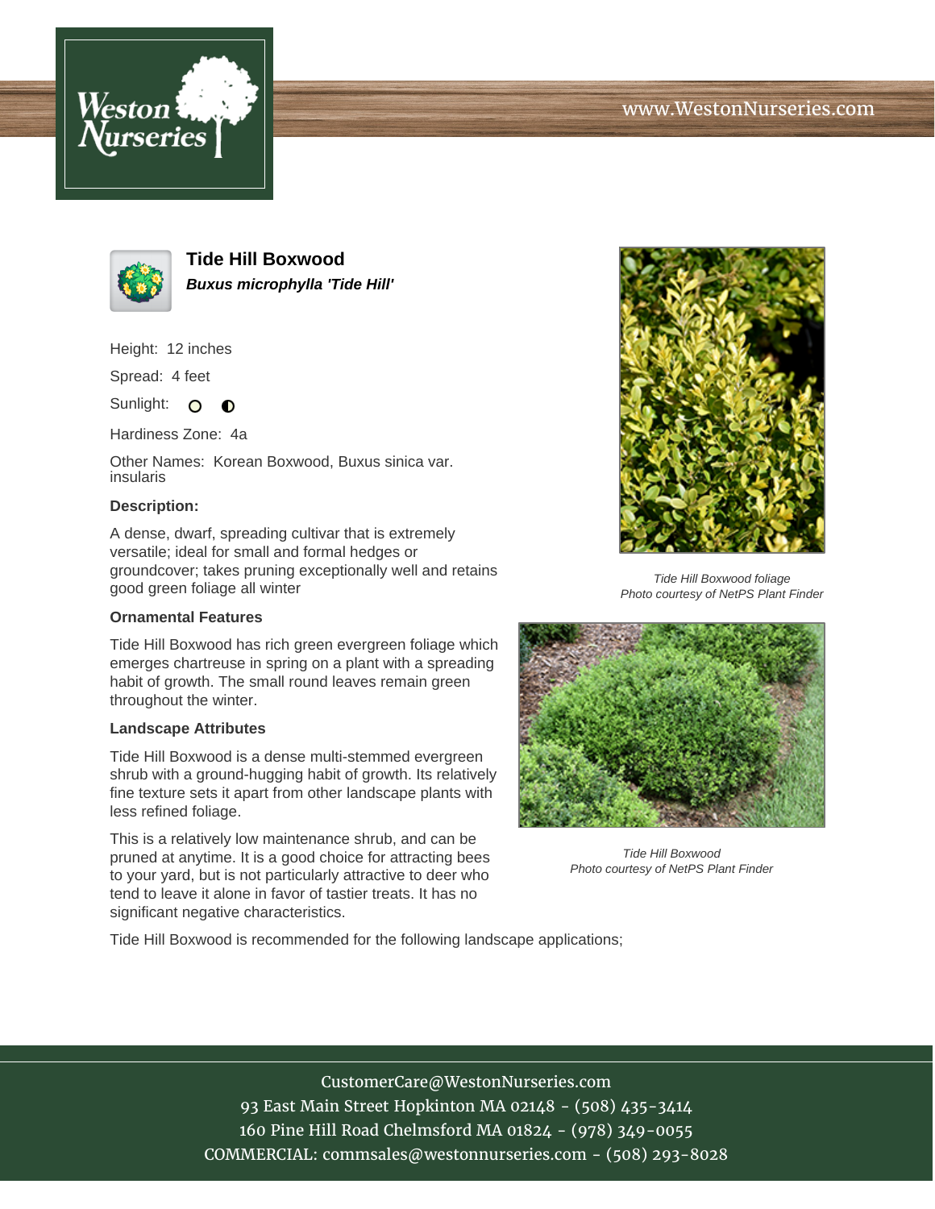# Tide Hill Boxwood

***Buxus microphylla 'Tide Hill'***

Height: 12 inches

Spread: 4 feet

Sunlight:

Hardiness Zone: 4a

Other Names: Korean Boxwood, Buxus sinica var. insularis

### Description:

A dense, dwarf, spreading cultivar that is extremely versatile; ideal for small and formal hedges or groundcover; takes pruning exceptionally well and retains good green foliage all winter

### Ornamental Features

Tide Hill Boxwood has rich green evergreen foliage which emerges chartreuse in spring on a plant with a spreading habit of growth. The small round leaves remain green throughout the winter.

### Landscape Attributes

Tide Hill Boxwood is a dense multi-stemmed evergreen shrub with a ground-hugging habit of growth. Its relatively fine texture sets it apart from other landscape plants with less refined foliage.

This is a relatively low maintenance shrub, and can be pruned at anytime. It is a good choice for attracting bees to your yard, but is not particularly attractive to deer who tend to leave it alone in favor of tastier treats. It has no significant negative characteristics.

Tide Hill Boxwood is recommended for the following landscape applications;

*Tide Hill Boxwood foliage*
*Photo courtesy of NetPS Plant Finder*

*Tide Hill Boxwood*
*Photo courtesy of NetPS Plant Finder*

CustomerCare@WestonNurseries.com
93 East Main Street Hopkinton MA 02148 - (508) 435-3414
160 Pine Hill Road Chelmsford MA 01824 - (978) 349-0055
COMMERCIAL: commsales@westonnurseries.com - (508) 293-8028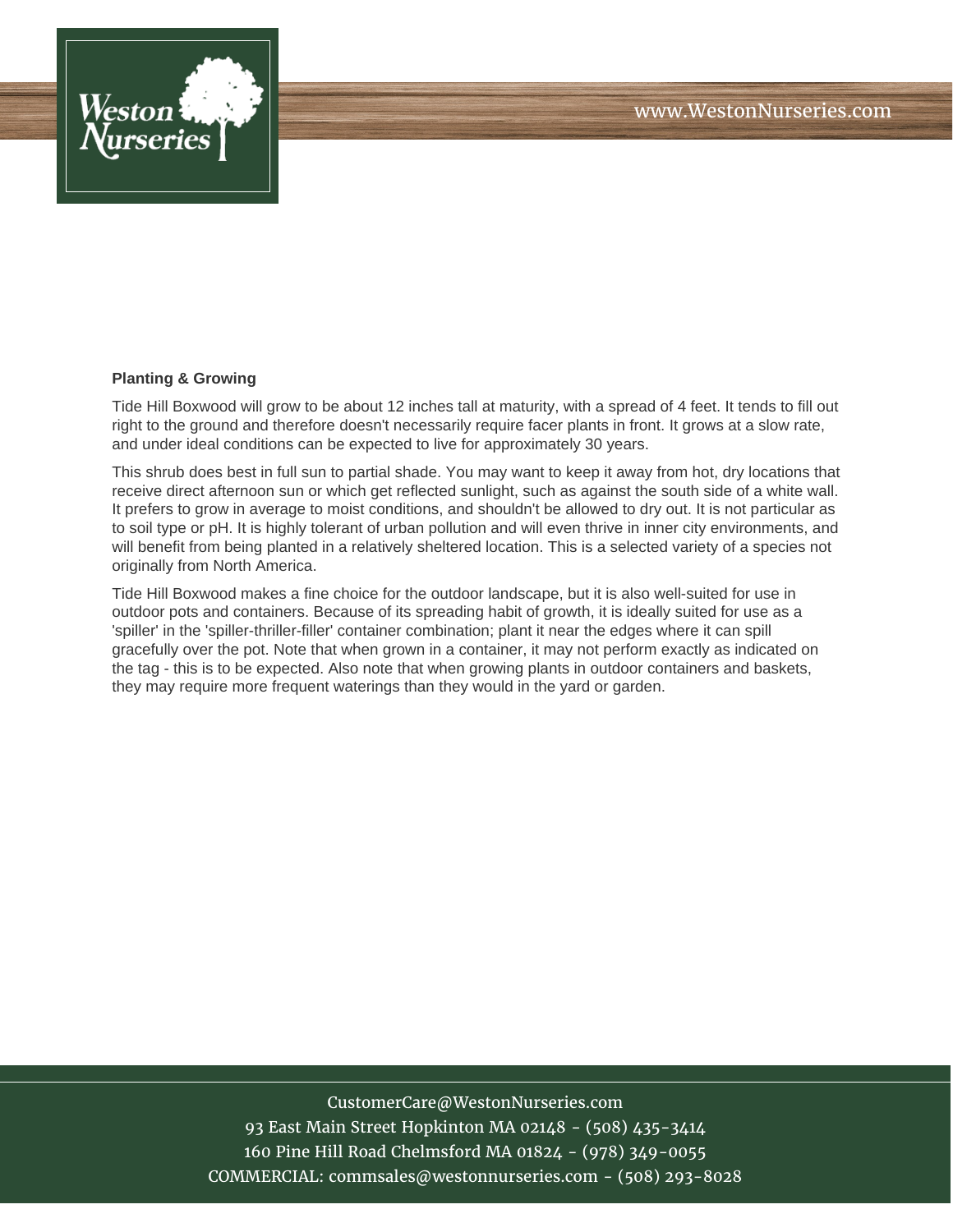### Planting & Growing

Tide Hill Boxwood will grow to be about 12 inches tall at maturity, with a spread of 4 feet. It tends to fill out right to the ground and therefore doesn't necessarily require facer plants in front. It grows at a slow rate, and under ideal conditions can be expected to live for approximately 30 years.

This shrub does best in full sun to partial shade. You may want to keep it away from hot, dry locations that receive direct afternoon sun or which get reflected sunlight, such as against the south side of a white wall. It prefers to grow in average to moist conditions, and shouldn't be allowed to dry out. It is not particular as to soil type or pH. It is highly tolerant of urban pollution and will even thrive in inner city environments, and will benefit from being planted in a relatively sheltered location. This is a selected variety of a species not originally from North America.

Tide Hill Boxwood makes a fine choice for the outdoor landscape, but it is also well-suited for use in outdoor pots and containers. Because of its spreading habit of growth, it is ideally suited for use as a 'spiller' in the 'spiller-thriller-filler' container combination; plant it near the edges where it can spill gracefully over the pot. Note that when grown in a container, it may not perform exactly as indicated on the tag - this is to be expected. Also note that when growing plants in outdoor containers and baskets, they may require more frequent waterings than they would in the yard or garden.